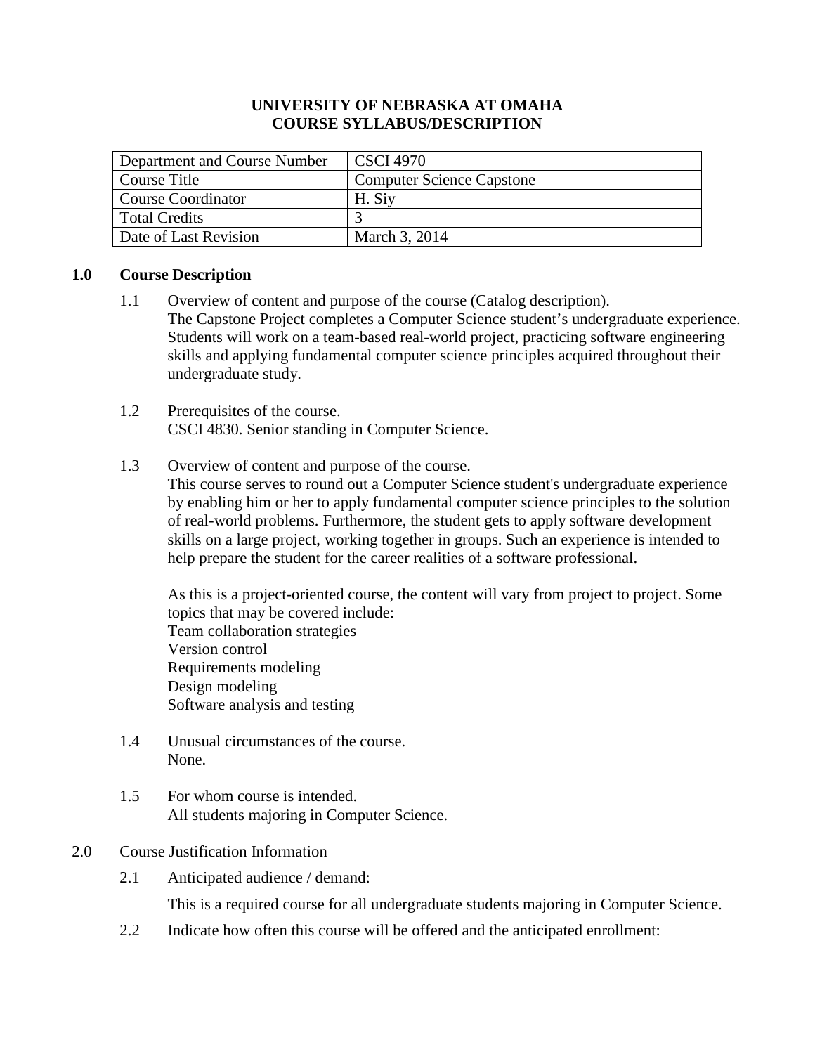# UNIVERSITY OF NEBRASKA AT OMAHA
# COURSE SYLLABUS/DESCRIPTION

| Department and Course Number | CSCI 4970 |
|---|---|
| Course Title | Computer Science Capstone |
| Course Coordinator | H. Siy |
| Total Credits | 3 |
| Date of Last Revision | March 3, 2014 |

## 1.0 Course Description

1.1 Overview of content and purpose of the course (Catalog description).
The Capstone Project completes a Computer Science student's undergraduate experience. Students will work on a team-based real-world project, practicing software engineering skills and applying fundamental computer science principles acquired throughout their undergraduate study.

1.2 Prerequisites of the course.
CSCI 4830. Senior standing in Computer Science.

1.3 Overview of content and purpose of the course.
This course serves to round out a Computer Science student's undergraduate experience by enabling him or her to apply fundamental computer science principles to the solution of real-world problems. Furthermore, the student gets to apply software development skills on a large project, working together in groups. Such an experience is intended to help prepare the student for the career realities of a software professional.

As this is a project-oriented course, the content will vary from project to project. Some topics that may be covered include:
Team collaboration strategies
Version control
Requirements modeling
Design modeling
Software analysis and testing

1.4 Unusual circumstances of the course.
None.

1.5 For whom course is intended.
All students majoring in Computer Science.

## 2.0 Course Justification Information

2.1 Anticipated audience / demand:

This is a required course for all undergraduate students majoring in Computer Science.

2.2 Indicate how often this course will be offered and the anticipated enrollment: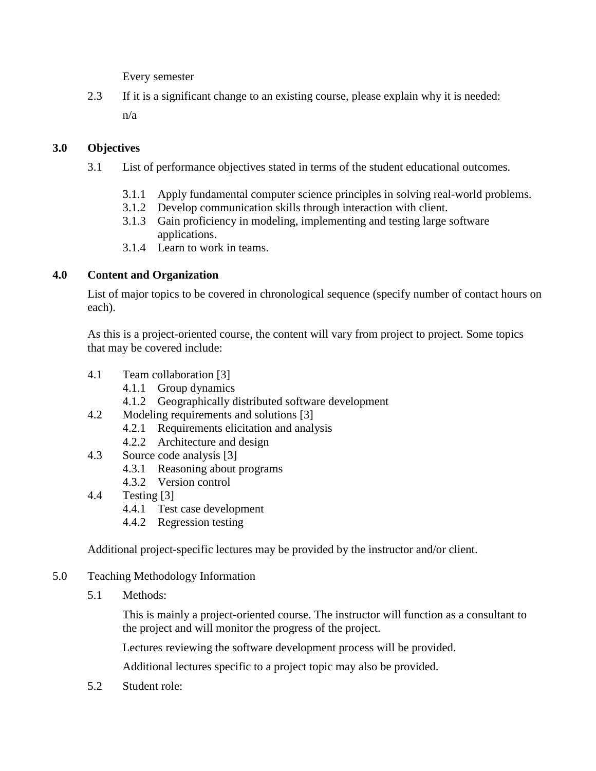Every semester

2.3 If it is a significant change to an existing course, please explain why it is needed:

n/a

## 3.0 Objectives

3.1 List of performance objectives stated in terms of the student educational outcomes.

- 3.1.1 Apply fundamental computer science principles in solving real-world problems.
- 3.1.2 Develop communication skills through interaction with client.
- 3.1.3 Gain proficiency in modeling, implementing and testing large software applications.
- 3.1.4 Learn to work in teams.

## 4.0 Content and Organization

List of major topics to be covered in chronological sequence (specify number of contact hours on each).

As this is a project-oriented course, the content will vary from project to project. Some topics that may be covered include:

- 4.1 Team collaboration [3]
  - 4.1.1 Group dynamics
  - 4.1.2 Geographically distributed software development
- 4.2 Modeling requirements and solutions [3]
  - 4.2.1 Requirements elicitation and analysis
  - 4.2.2 Architecture and design
- 4.3 Source code analysis [3]
  - 4.3.1 Reasoning about programs
  - 4.3.2 Version control
- 4.4 Testing [3]
  - 4.4.1 Test case development
  - 4.4.2 Regression testing

Additional project-specific lectures may be provided by the instructor and/or client.

5.0 Teaching Methodology Information

5.1 Methods:

This is mainly a project-oriented course. The instructor will function as a consultant to the project and will monitor the progress of the project.

Lectures reviewing the software development process will be provided.

Additional lectures specific to a project topic may also be provided.

5.2 Student role: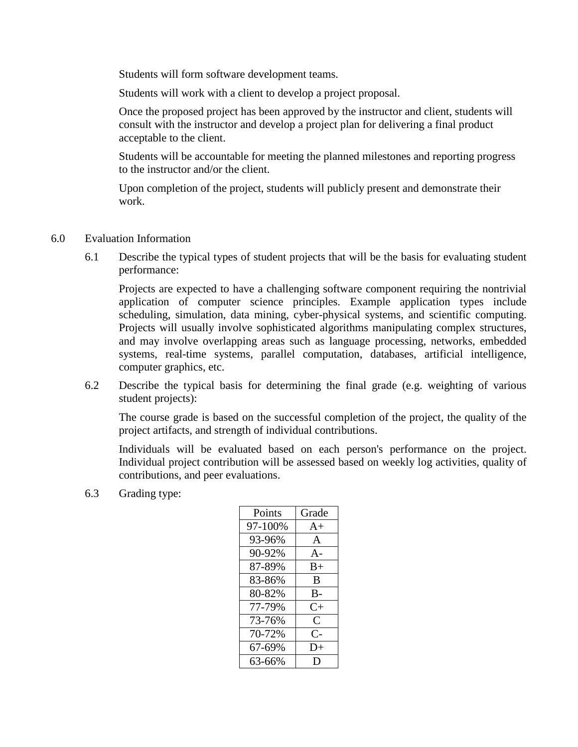Students will form software development teams.

Students will work with a client to develop a project proposal.

Once the proposed project has been approved by the instructor and client, students will consult with the instructor and develop a project plan for delivering a final product acceptable to the client.

Students will be accountable for meeting the planned milestones and reporting progress to the instructor and/or the client.

Upon completion of the project, students will publicly present and demonstrate their work.

## 6.0 Evaluation Information

6.1 Describe the typical types of student projects that will be the basis for evaluating student performance:

Projects are expected to have a challenging software component requiring the nontrivial application of computer science principles. Example application types include scheduling, simulation, data mining, cyber-physical systems, and scientific computing. Projects will usually involve sophisticated algorithms manipulating complex structures, and may involve overlapping areas such as language processing, networks, embedded systems, real-time systems, parallel computation, databases, artificial intelligence, computer graphics, etc.

6.2 Describe the typical basis for determining the final grade (e.g. weighting of various student projects):

The course grade is based on the successful completion of the project, the quality of the project artifacts, and strength of individual contributions.

Individuals will be evaluated based on each person's performance on the project. Individual project contribution will be assessed based on weekly log activities, quality of contributions, and peer evaluations.

6.3 Grading type:

| Points | Grade |
|---|---|
| 97-100% | A+ |
| 93-96% | A |
| 90-92% | A- |
| 87-89% | B+ |
| 83-86% | B |
| 80-82% | B- |
| 77-79% | C+ |
| 73-76% | C |
| 70-72% | C- |
| 67-69% | D+ |
| 63-66% | D |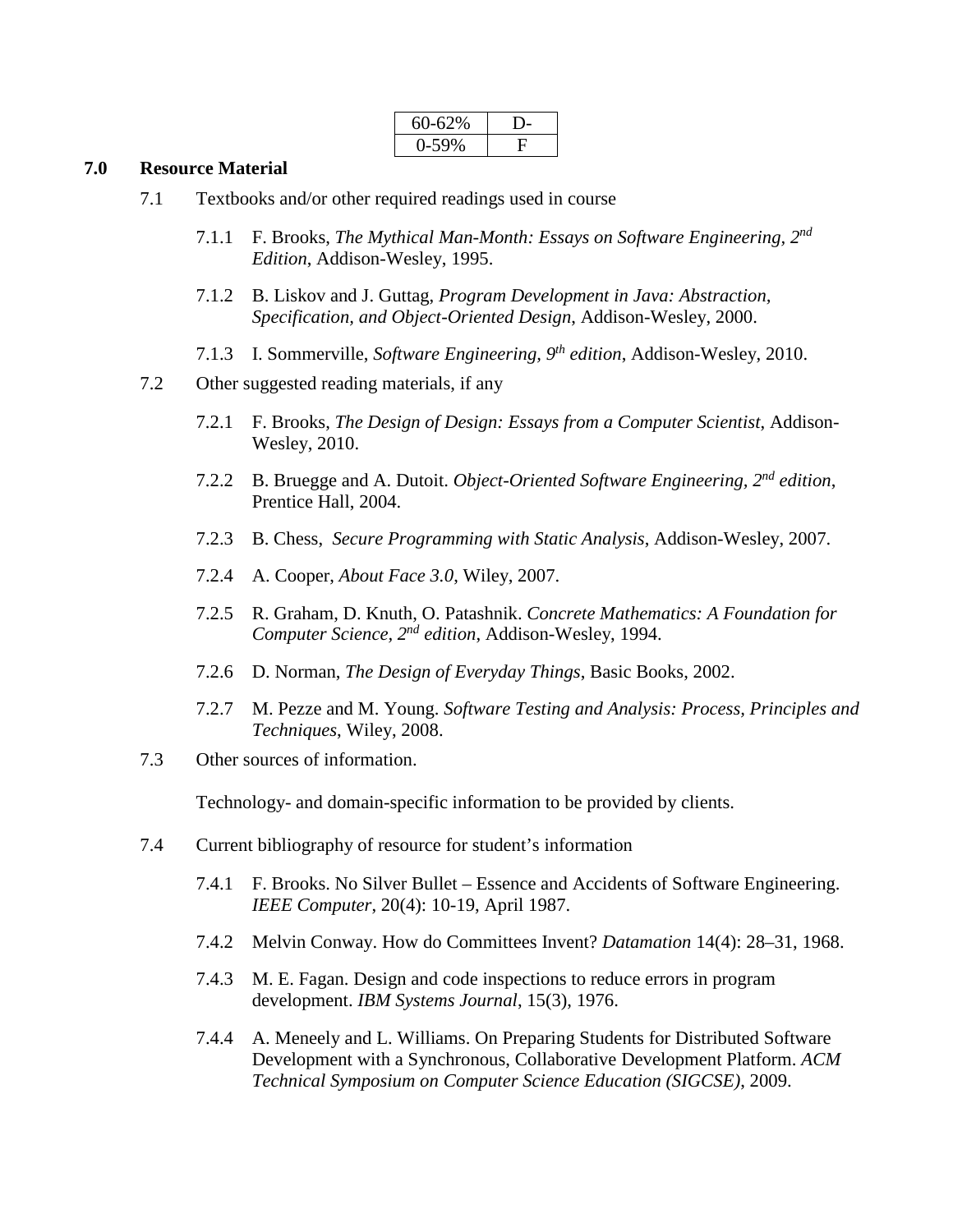| 60-62% | D- |
| --- | --- |
| 0-59% | F |

## 7.0 Resource Material

7.1 Textbooks and/or other required readings used in course

7.1.1 F. Brooks, *The Mythical Man-Month: Essays on Software Engineering, 2nd Edition*, Addison-Wesley, 1995.

7.1.2 B. Liskov and J. Guttag, *Program Development in Java: Abstraction, Specification, and Object-Oriented Design*, Addison-Wesley, 2000.

7.1.3 I. Sommerville, *Software Engineering, 9th edition*, Addison-Wesley, 2010.

7.2 Other suggested reading materials, if any

7.2.1 F. Brooks, *The Design of Design: Essays from a Computer Scientist*, Addison-Wesley, 2010.

7.2.2 B. Bruegge and A. Dutoit. *Object-Oriented Software Engineering, 2nd edition*, Prentice Hall, 2004.

7.2.3 B. Chess, *Secure Programming with Static Analysis*, Addison-Wesley, 2007.

7.2.4 A. Cooper, *About Face 3.0*, Wiley, 2007.

7.2.5 R. Graham, D. Knuth, O. Patashnik. *Concrete Mathematics: A Foundation for Computer Science, 2nd edition*, Addison-Wesley, 1994.

7.2.6 D. Norman, *The Design of Everyday Things*, Basic Books, 2002.

7.2.7 M. Pezze and M. Young. *Software Testing and Analysis: Process, Principles and Techniques*, Wiley, 2008.

7.3 Other sources of information.

Technology- and domain-specific information to be provided by clients.

7.4 Current bibliography of resource for student's information

7.4.1 F. Brooks. No Silver Bullet – Essence and Accidents of Software Engineering. *IEEE Computer*, 20(4): 10-19, April 1987.

7.4.2 Melvin Conway. How do Committees Invent? *Datamation* 14(4): 28–31, 1968.

7.4.3 M. E. Fagan. Design and code inspections to reduce errors in program development. *IBM Systems Journal*, 15(3), 1976.

7.4.4 A. Meneely and L. Williams. On Preparing Students for Distributed Software Development with a Synchronous, Collaborative Development Platform. *ACM Technical Symposium on Computer Science Education (SIGCSE)*, 2009.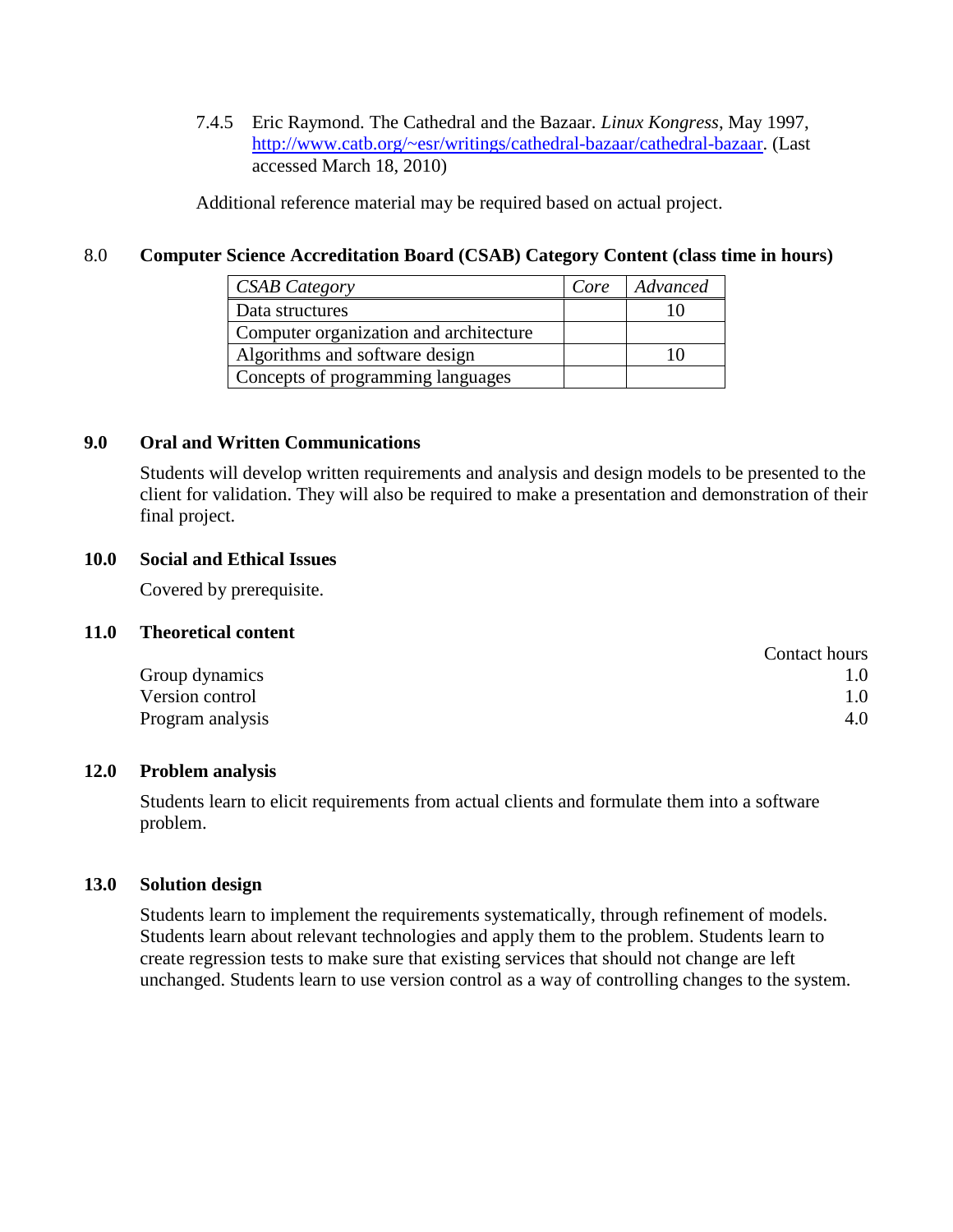7.4.5 Eric Raymond. The Cathedral and the Bazaar. *Linux Kongress*, May 1997, http://www.catb.org/~esr/writings/cathedral-bazaar/cathedral-bazaar. (Last accessed March 18, 2010)

Additional reference material may be required based on actual project.

## 8.0 Computer Science Accreditation Board (CSAB) Category Content (class time in hours)

| *CSAB Category* | *Core* | *Advanced* |
|---|---|---|
| Data structures | | 10 |
| Computer organization and architecture | | |
| Algorithms and software design | | 10 |
| Concepts of programming languages | | |

## 9.0 Oral and Written Communications

Students will develop written requirements and analysis and design models to be presented to the client for validation. They will also be required to make a presentation and demonstration of their final project.

## 10.0 Social and Ethical Issues

Covered by prerequisite.

## 11.0 Theoretical content

| | Contact hours |
|---|---|
| Group dynamics | 1.0 |
| Version control | 1.0 |
| Program analysis | 4.0 |

## 12.0 Problem analysis

Students learn to elicit requirements from actual clients and formulate them into a software problem.

## 13.0 Solution design

Students learn to implement the requirements systematically, through refinement of models. Students learn about relevant technologies and apply them to the problem. Students learn to create regression tests to make sure that existing services that should not change are left unchanged. Students learn to use version control as a way of controlling changes to the system.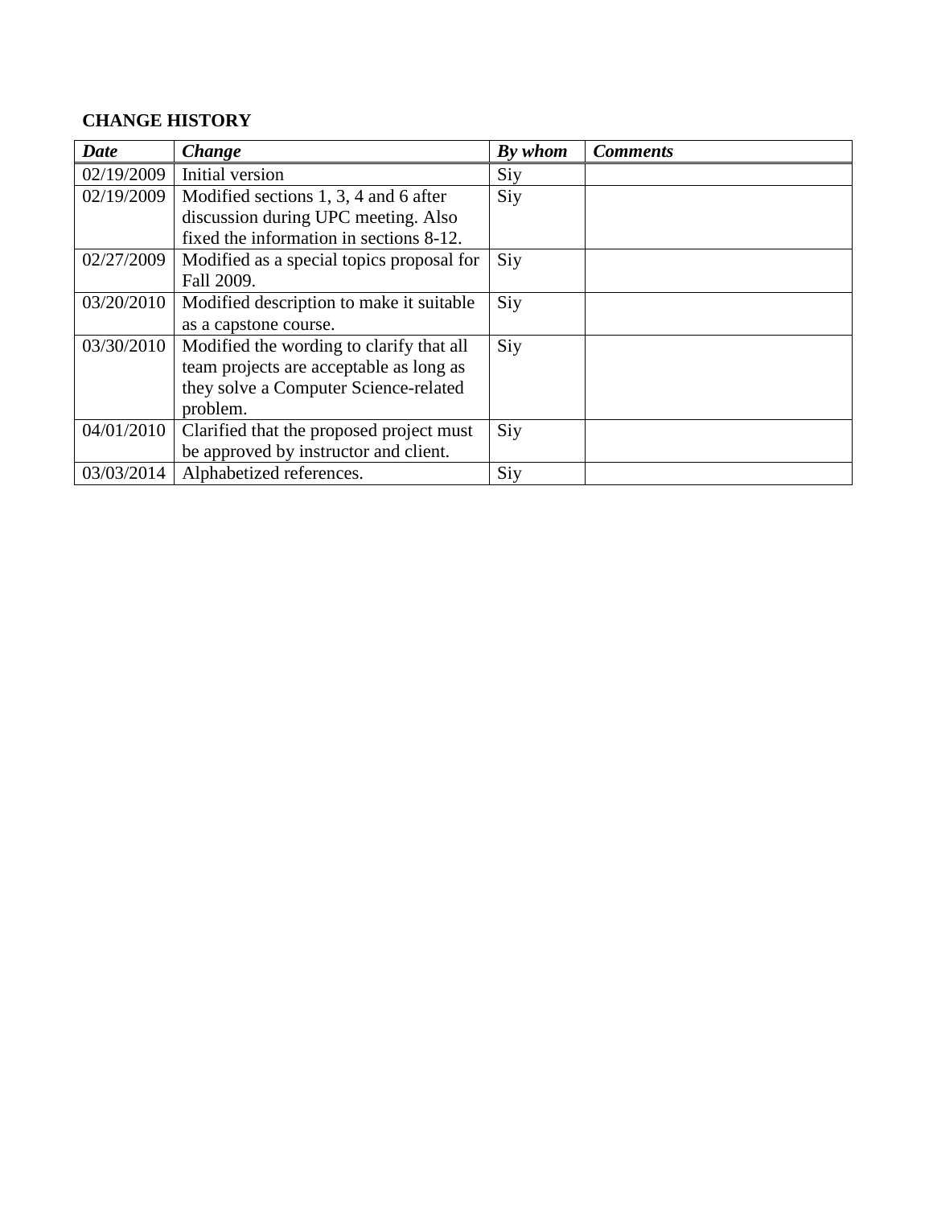**CHANGE HISTORY**

| *Date* | *Change* | *By whom* | *Comments* |
|---|---|---|---|
| 02/19/2009 | Initial version | Siy | |
| 02/19/2009 | Modified sections 1, 3, 4 and 6 after discussion during UPC meeting. Also fixed the information in sections 8-12. | Siy | |
| 02/27/2009 | Modified as a special topics proposal for Fall 2009. | Siy | |
| 03/20/2010 | Modified description to make it suitable as a capstone course. | Siy | |
| 03/30/2010 | Modified the wording to clarify that all team projects are acceptable as long as they solve a Computer Science-related problem. | Siy | |
| 04/01/2010 | Clarified that the proposed project must be approved by instructor and client. | Siy | |
| 03/03/2014 | Alphabetized references. | Siy | |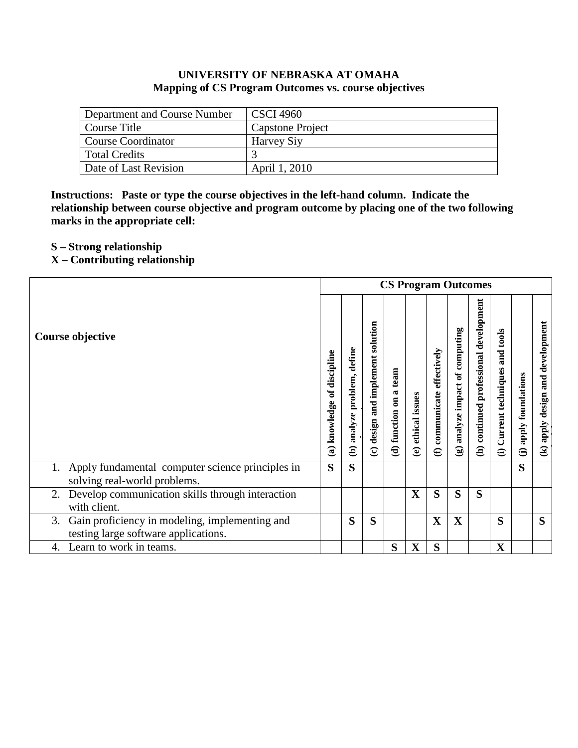**UNIVERSITY OF NEBRASKA AT OMAHA**
**Mapping of CS Program Outcomes vs. course objectives**

| Department and Course Number | CSCI 4960 |
|---|---|
| Course Title | Capstone Project |
| Course Coordinator | Harvey Siy |
| Total Credits | 3 |
| Date of Last Revision | April 1, 2010 |

**Instructions: Paste or type the course objectives in the left-hand column. Indicate the relationship between course objective and program outcome by placing one of the two following marks in the appropriate cell:**

**S – Strong relationship**
**X – Contributing relationship**

| **Course objective** | **CS Program Outcomes** | | | | | | | | | | |
|---|---|---|---|---|---|---|---|---|---|---|---|
| | **(a) knowledge of discipline** | **(b) analyze problem, define** | **(c) design and implement solution** | **(d) function on a team** | **(e) ethical issues** | **(f) communicate effectively** | **(g) analyze impact of computing** | **(h) continued professional development** | **(i) Current techniques and tools** | **(j) apply foundations** | **(k) apply design and development** |
| 1. Apply fundamental computer science principles in solving real-world problems. | **S** | **S** | | | | | | | | **S** | |
| 2. Develop communication skills through interaction with client. | | | | | **X** | **S** | **S** | **S** | | | |
| 3. Gain proficiency in modeling, implementing and testing large software applications. | | **S** | **S** | | | **X** | **X** | | **S** | | **S** |
| 4. Learn to work in teams. | | | | **S** | **X** | **S** | | | **X** | | |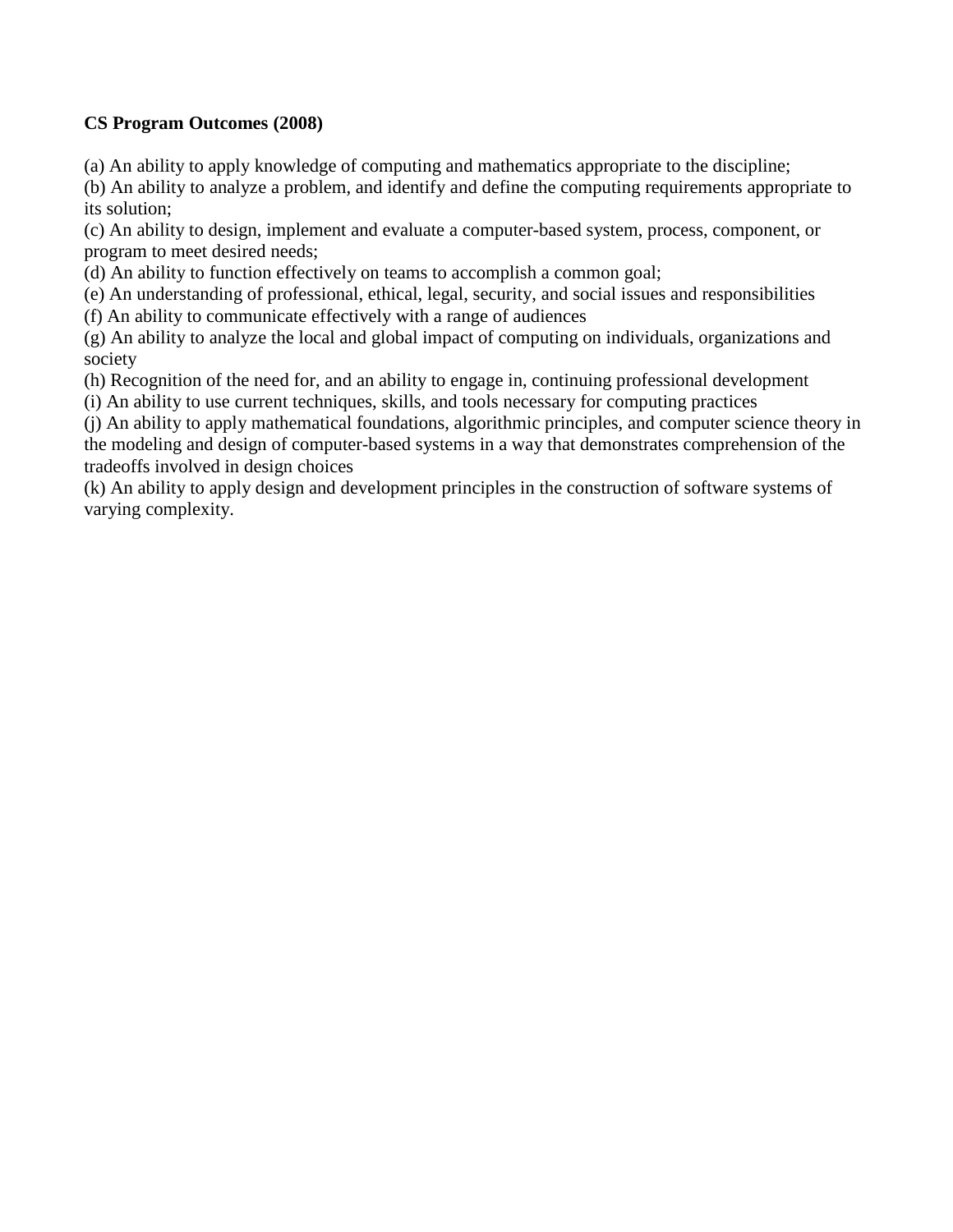**CS Program Outcomes (2008)**

(a) An ability to apply knowledge of computing and mathematics appropriate to the discipline;
(b) An ability to analyze a problem, and identify and define the computing requirements appropriate to its solution;
(c) An ability to design, implement and evaluate a computer-based system, process, component, or program to meet desired needs;
(d) An ability to function effectively on teams to accomplish a common goal;
(e) An understanding of professional, ethical, legal, security, and social issues and responsibilities
(f) An ability to communicate effectively with a range of audiences
(g) An ability to analyze the local and global impact of computing on individuals, organizations and society
(h) Recognition of the need for, and an ability to engage in, continuing professional development
(i) An ability to use current techniques, skills, and tools necessary for computing practices
(j) An ability to apply mathematical foundations, algorithmic principles, and computer science theory in the modeling and design of computer-based systems in a way that demonstrates comprehension of the tradeoffs involved in design choices
(k) An ability to apply design and development principles in the construction of software systems of varying complexity.